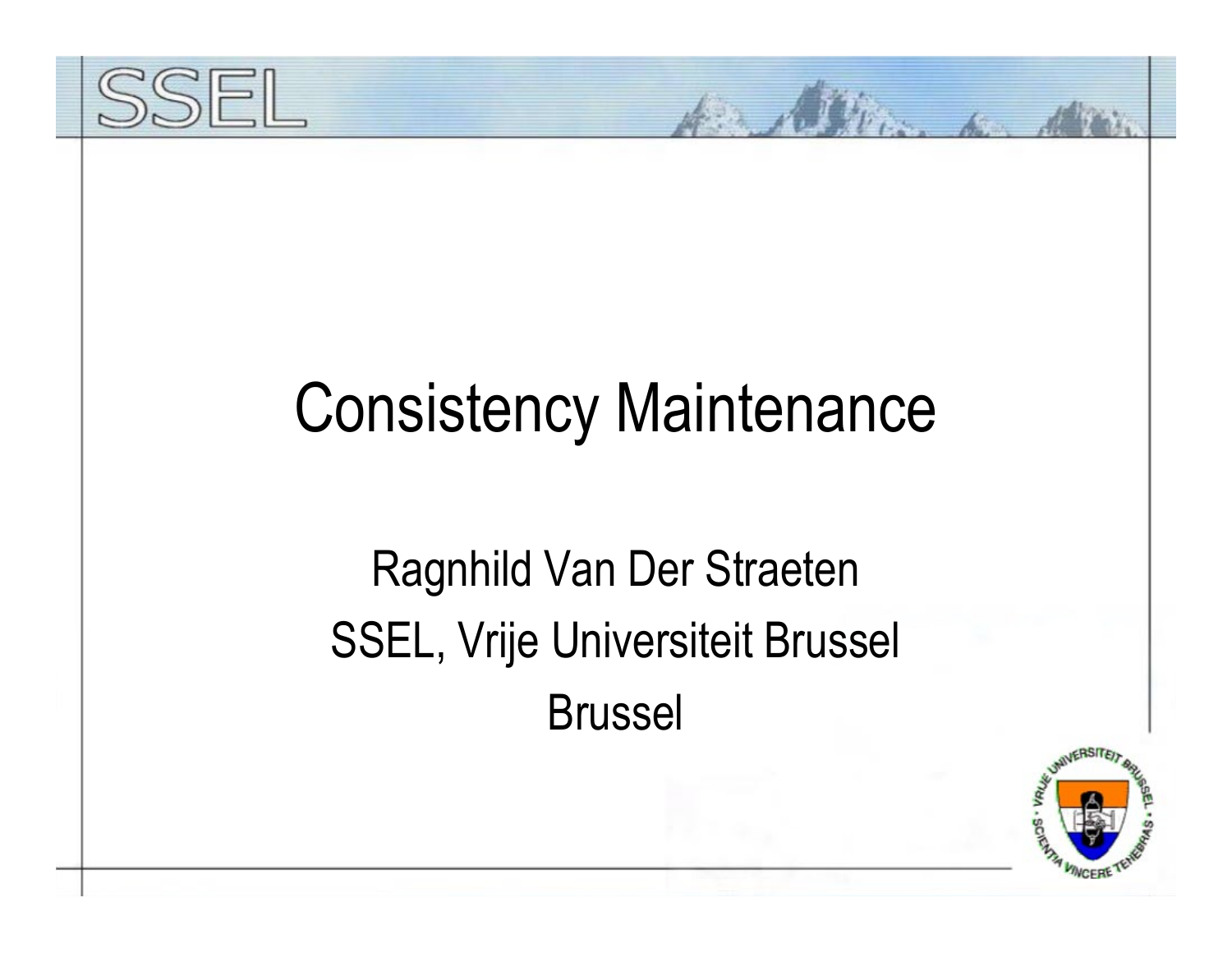# Consistency Maintenance

Ragnhild Van Der Straeten

SSEL, Vrije Universiteit Brussel

Brussel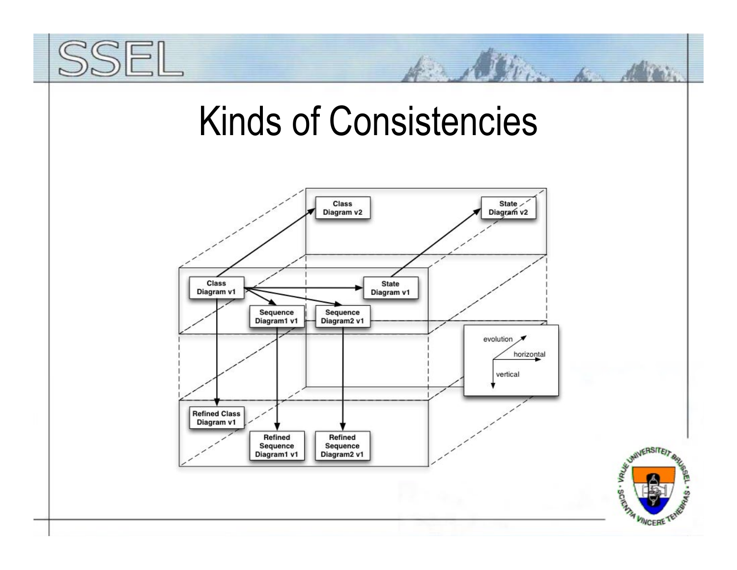# Kinds of Consistencies

Class Diagram v2

State Diagram v2

Class Diagram v1

State Diagram v1

Sequence Diagram1 v1

Sequence Diagram2 v1

evolution

horizontal

vertical

Refined Class Diagram v1

Refined Sequence Diagram1 v1

Refined Sequence Diagram2 v1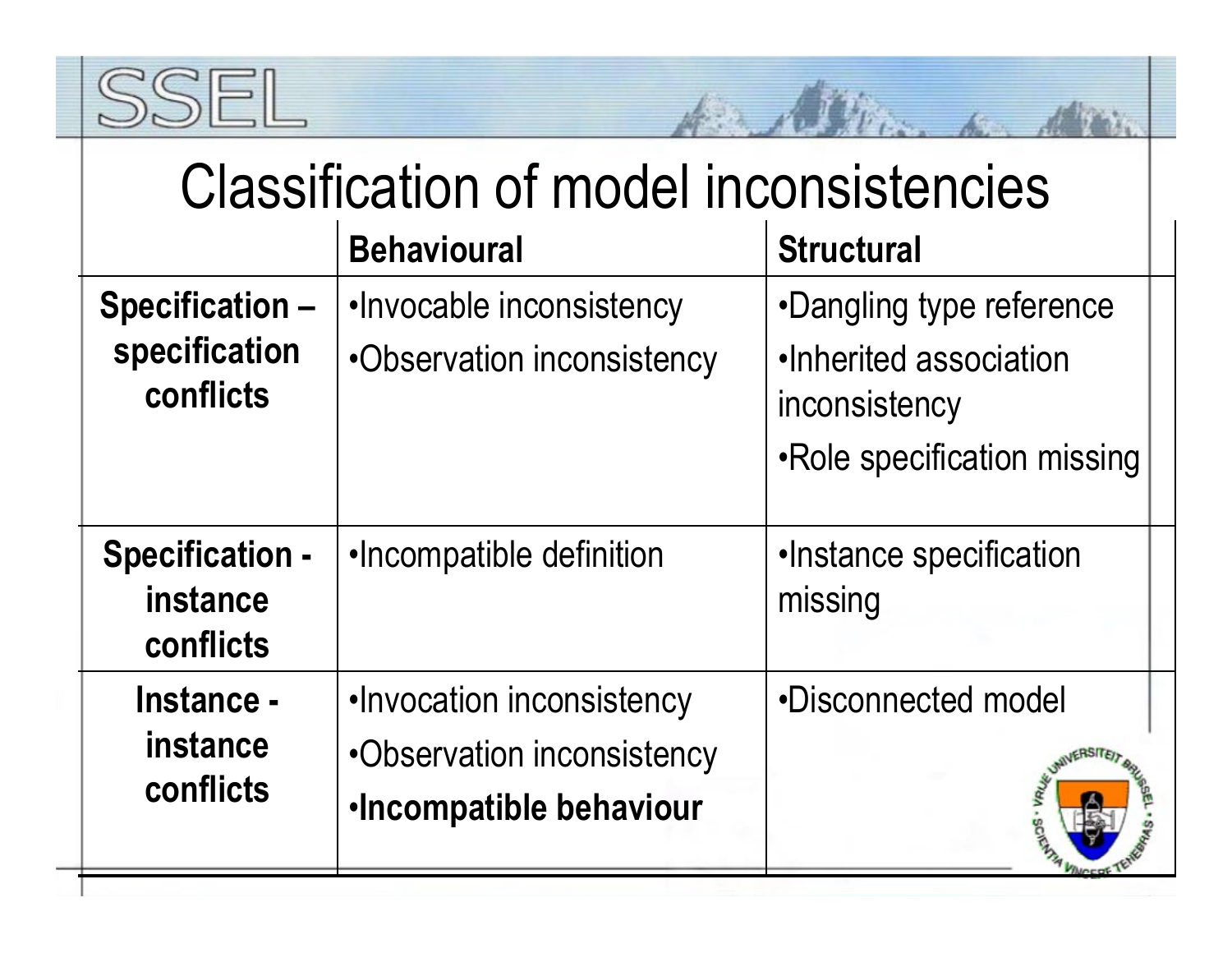# Classification of model inconsistencies

| | Behavioural | Structural |
|---|---|---|
| **Specification – specification conflicts** | •Invocable inconsistency<br>•Observation inconsistency | •Dangling type reference<br>•Inherited association inconsistency<br>•Role specification missing |
| **Specification - instance conflicts** | •Incompatible definition | •Instance specification missing |
| **Instance - instance conflicts** | •Invocation inconsistency<br>•Observation inconsistency<br>•**Incompatible behaviour** | •Disconnected model |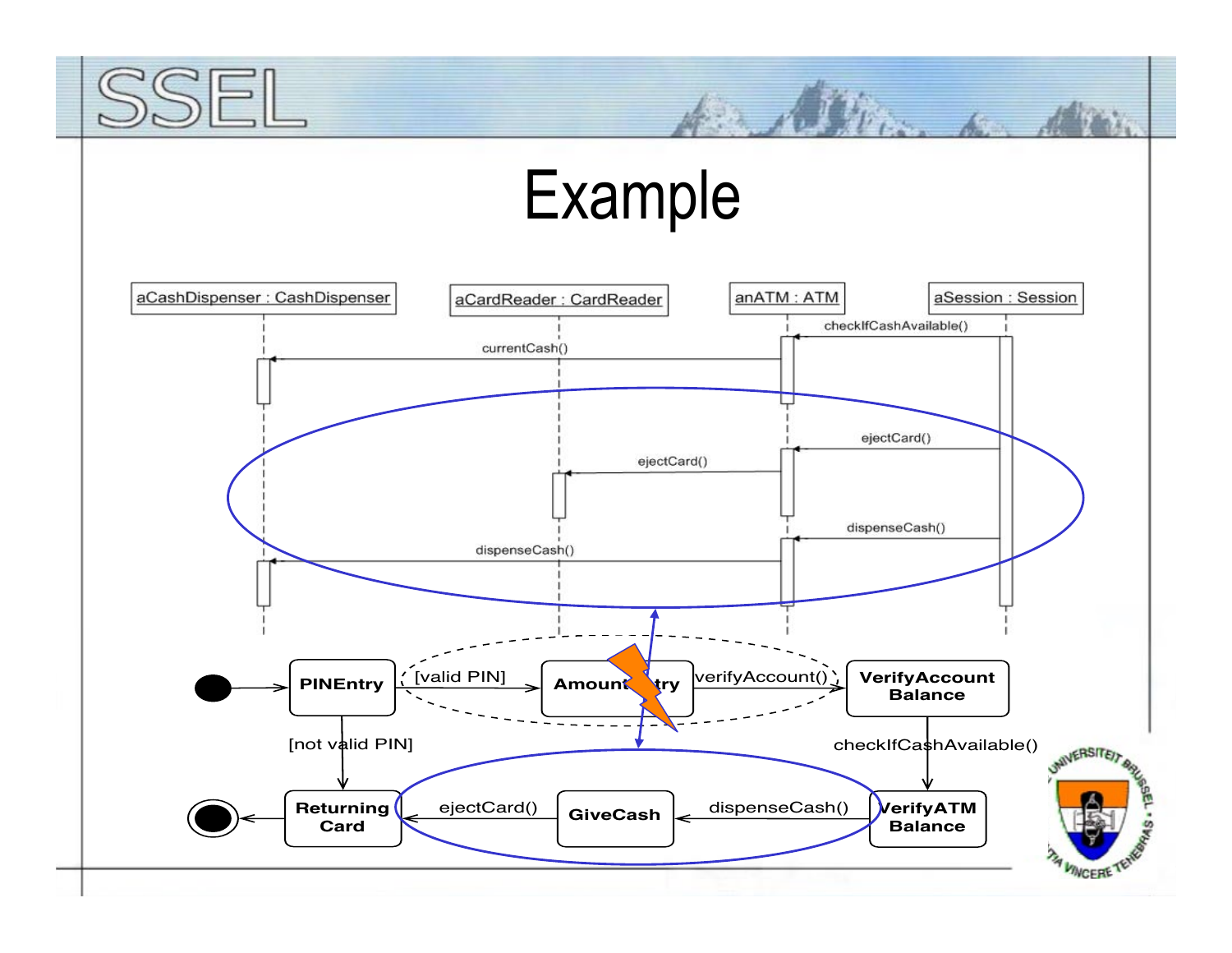# Example

aCashDispenser : CashDispenser

aCardReader : CardReader

anATM : ATM

aSession : Session

checkIfCashAvailable()

currentCash()

ejectCard()

ejectCard()

dispenseCash()

dispenseCash()

PINEntry

[valid PIN]

Amount Entry

verifyAccount()

VerifyAccount Balance

[not valid PIN]

checkIfCashAvailable()

Returning Card

ejectCard()

GiveCash

dispenseCash()

VerifyATM Balance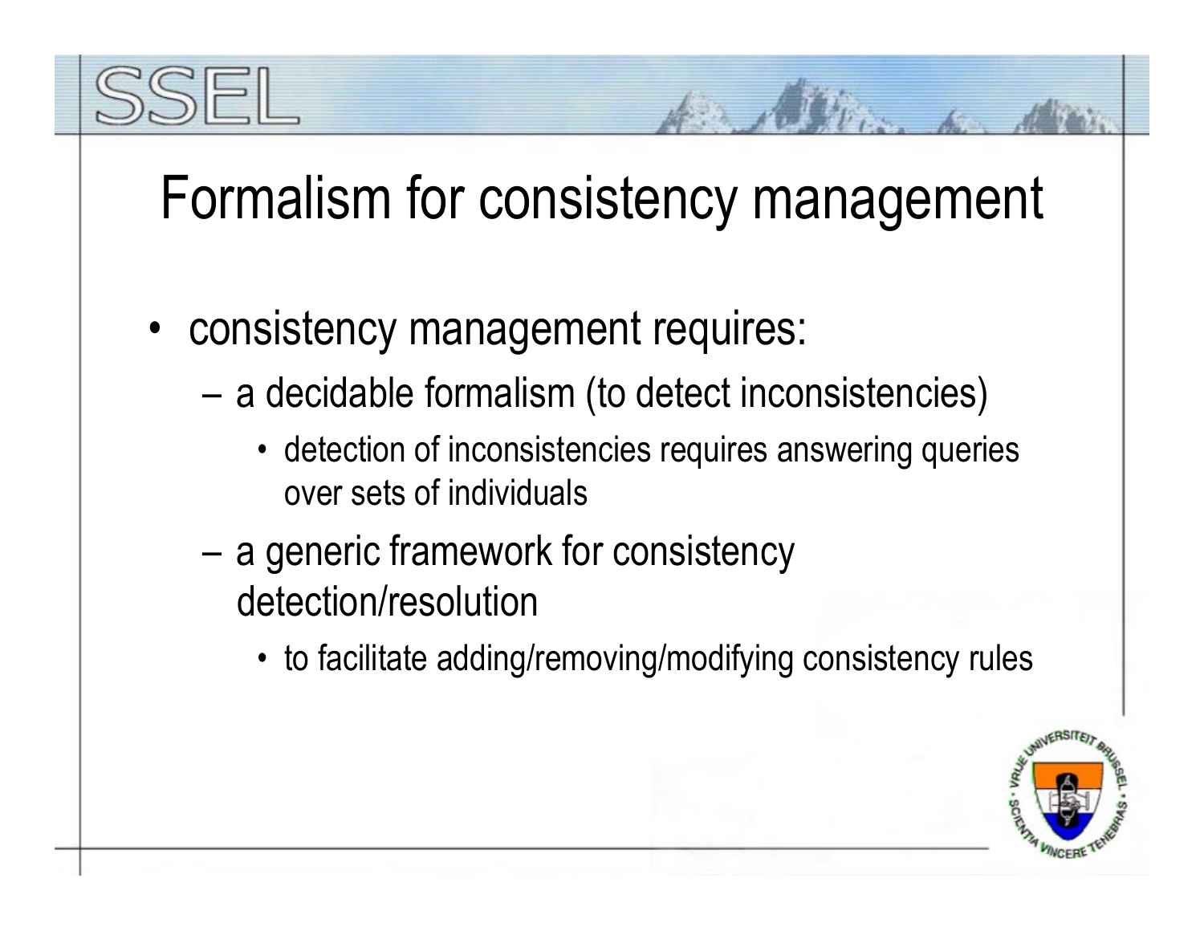# Formalism for consistency management

- consistency management requires:
  - a decidable formalism (to detect inconsistencies)
    - detection of inconsistencies requires answering queries over sets of individuals
  - a generic framework for consistency detection/resolution
    - to facilitate adding/removing/modifying consistency rules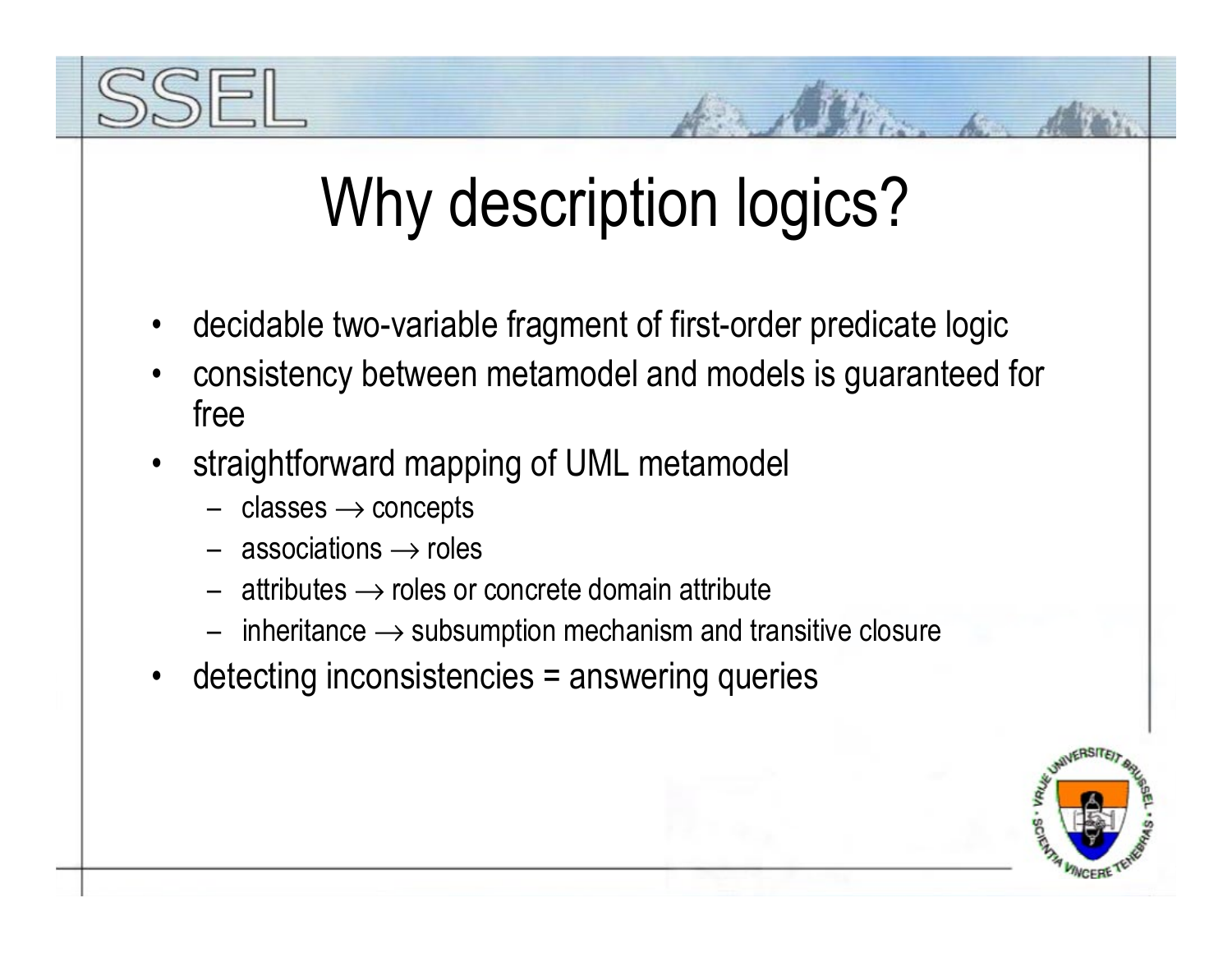# Why description logics?

- decidable two-variable fragment of first-order predicate logic
- consistency between metamodel and models is guaranteed for free
- straightforward mapping of UML metamodel
  - classes $\rightarrow$ concepts
  - associations $\rightarrow$ roles
  - attributes $\rightarrow$ roles or concrete domain attribute
  - inheritance $\rightarrow$ subsumption mechanism and transitive closure
- detecting inconsistencies = answering queries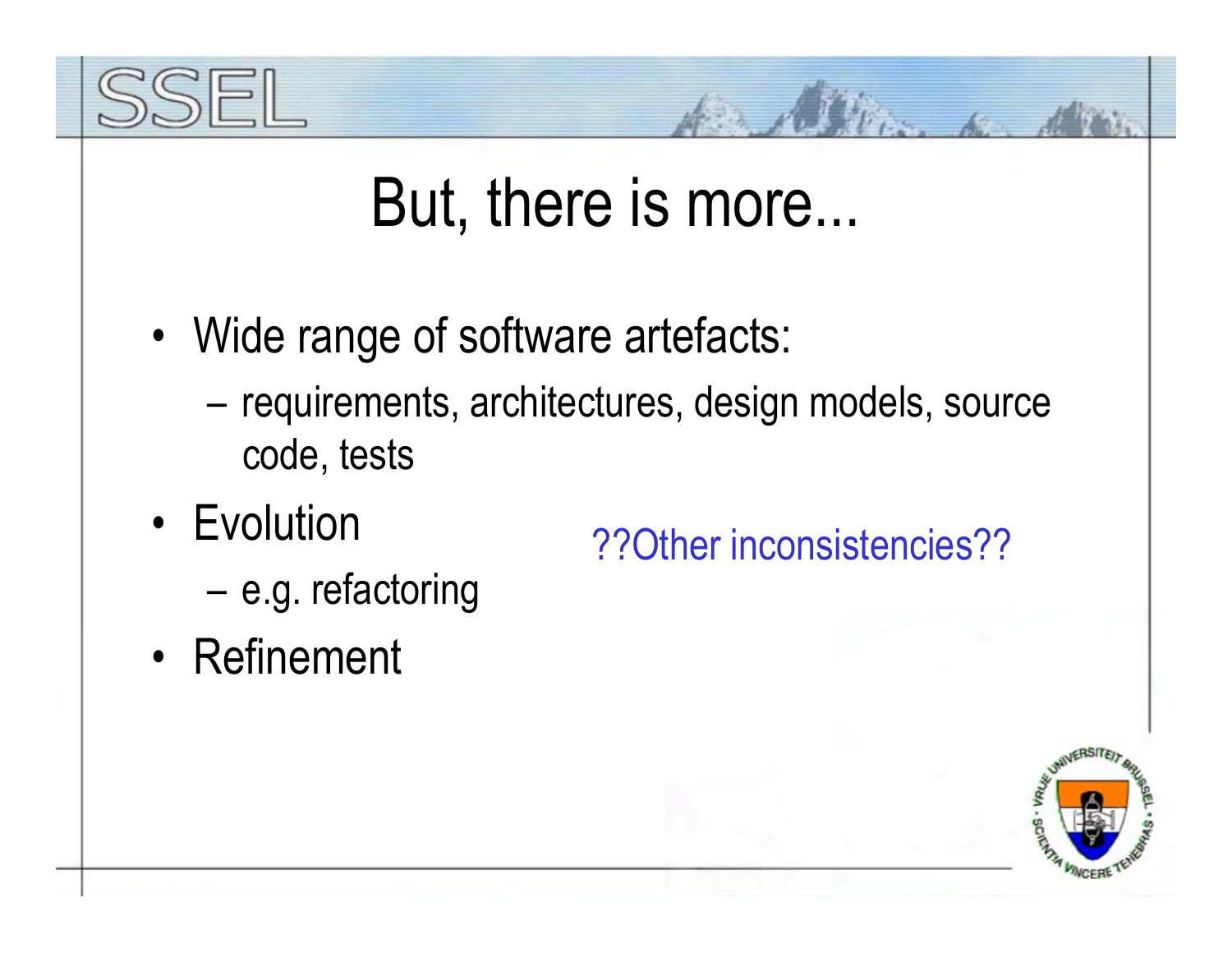# But, there is more...

- Wide range of software artefacts:
  - requirements, architectures, design models, source code, tests
- Evolution
  - e.g. refactoring
- Refinement

??Other inconsistencies??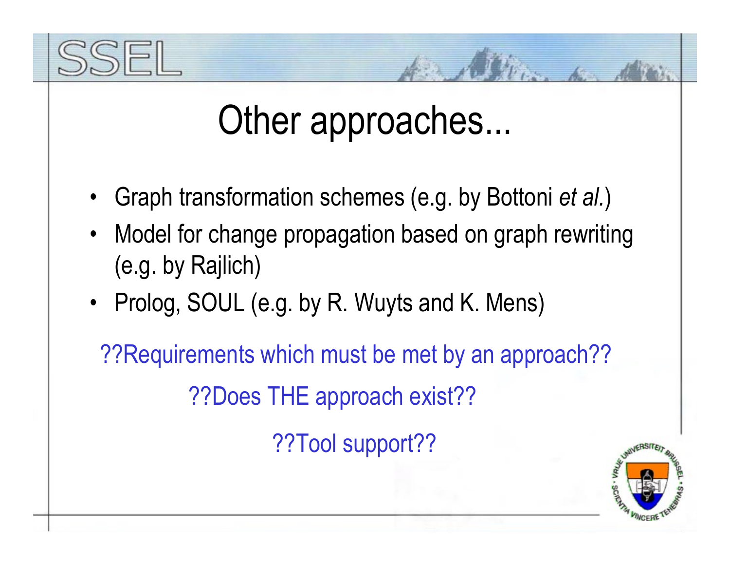# Other approaches...

- Graph transformation schemes (e.g. by Bottoni *et al.*)
- Model for change propagation based on graph rewriting (e.g. by Rajlich)
- Prolog, SOUL (e.g. by R. Wuyts and K. Mens)

??Requirements which must be met by an approach??

??Does THE approach exist??

??Tool support??